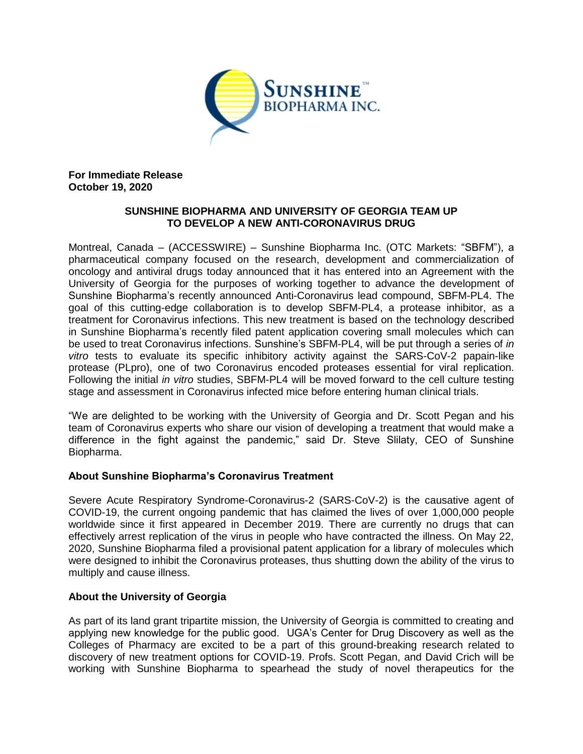**For Immediate Release**
**October 19, 2020**

## SUNSHINE BIOPHARMA AND UNIVERSITY OF GEORGIA TEAM UP TO DEVELOP A NEW ANTI-CORONAVIRUS DRUG

Montreal, Canada – (ACCESSWIRE) – Sunshine Biopharma Inc. (OTC Markets: "SBFM"), a pharmaceutical company focused on the research, development and commercialization of oncology and antiviral drugs today announced that it has entered into an Agreement with the University of Georgia for the purposes of working together to advance the development of Sunshine Biopharma's recently announced Anti-Coronavirus lead compound, SBFM-PL4. The goal of this cutting-edge collaboration is to develop SBFM-PL4, a protease inhibitor, as a treatment for Coronavirus infections. This new treatment is based on the technology described in Sunshine Biopharma's recently filed patent application covering small molecules which can be used to treat Coronavirus infections. Sunshine's SBFM-PL4, will be put through a series of *in vitro* tests to evaluate its specific inhibitory activity against the SARS-CoV-2 papain-like protease (PLpro), one of two Coronavirus encoded proteases essential for viral replication. Following the initial *in vitro* studies, SBFM-PL4 will be moved forward to the cell culture testing stage and assessment in Coronavirus infected mice before entering human clinical trials.

"We are delighted to be working with the University of Georgia and Dr. Scott Pegan and his team of Coronavirus experts who share our vision of developing a treatment that would make a difference in the fight against the pandemic," said Dr. Steve Slilaty, CEO of Sunshine Biopharma.

### About Sunshine Biopharma's Coronavirus Treatment

Severe Acute Respiratory Syndrome-Coronavirus-2 (SARS-CoV-2) is the causative agent of COVID-19, the current ongoing pandemic that has claimed the lives of over 1,000,000 people worldwide since it first appeared in December 2019. There are currently no drugs that can effectively arrest replication of the virus in people who have contracted the illness. On May 22, 2020, Sunshine Biopharma filed a provisional patent application for a library of molecules which were designed to inhibit the Coronavirus proteases, thus shutting down the ability of the virus to multiply and cause illness.

### About the University of Georgia

As part of its land grant tripartite mission, the University of Georgia is committed to creating and applying new knowledge for the public good. UGA's Center for Drug Discovery as well as the Colleges of Pharmacy are excited to be a part of this ground-breaking research related to discovery of new treatment options for COVID-19. Profs. Scott Pegan, and David Crich will be working with Sunshine Biopharma to spearhead the study of novel therapeutics for the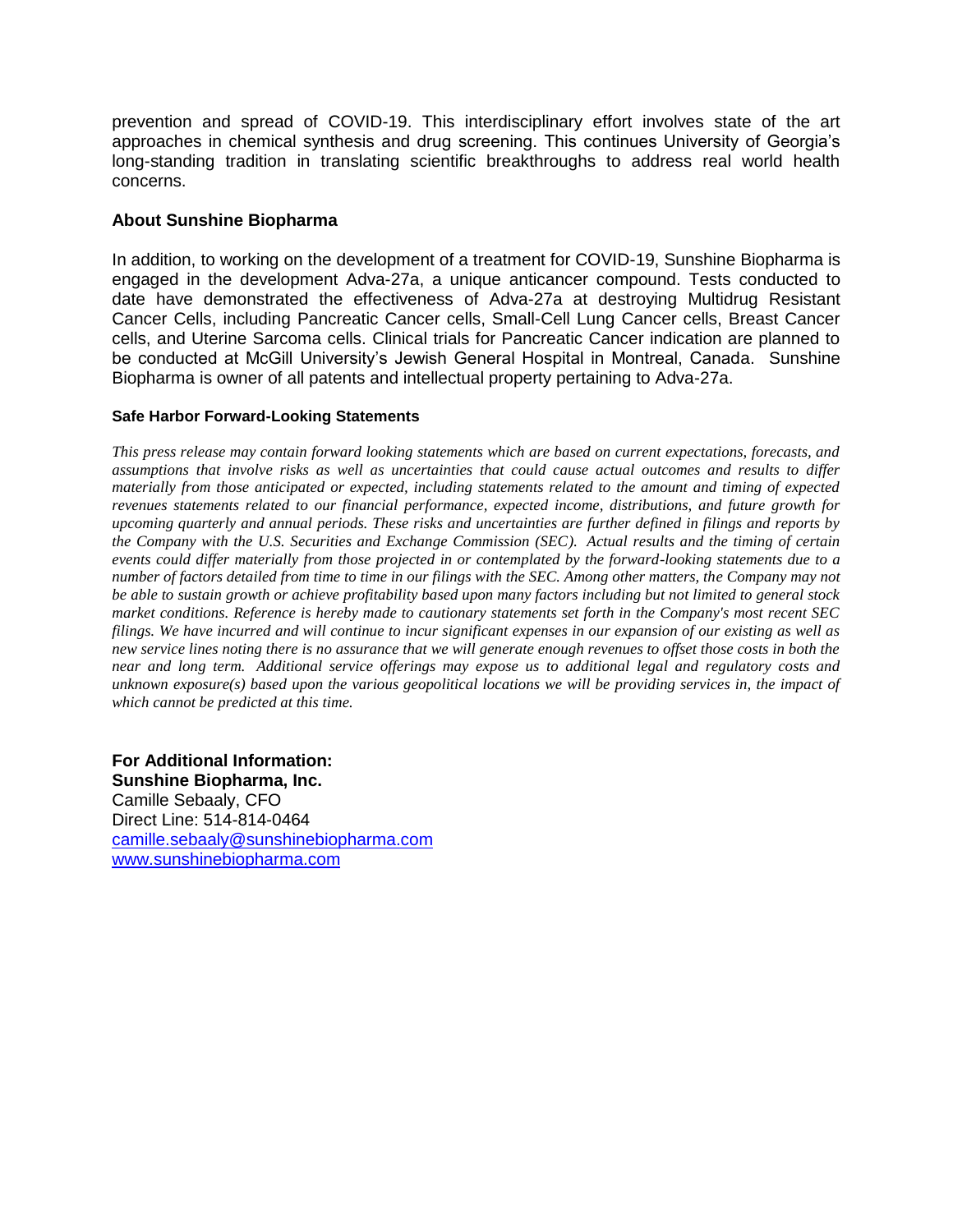prevention and spread of COVID-19. This interdisciplinary effort involves state of the art approaches in chemical synthesis and drug screening. This continues University of Georgia's long-standing tradition in translating scientific breakthroughs to address real world health concerns.

## About Sunshine Biopharma

In addition, to working on the development of a treatment for COVID-19, Sunshine Biopharma is engaged in the development Adva-27a, a unique anticancer compound. Tests conducted to date have demonstrated the effectiveness of Adva-27a at destroying Multidrug Resistant Cancer Cells, including Pancreatic Cancer cells, Small-Cell Lung Cancer cells, Breast Cancer cells, and Uterine Sarcoma cells. Clinical trials for Pancreatic Cancer indication are planned to be conducted at McGill University's Jewish General Hospital in Montreal, Canada. Sunshine Biopharma is owner of all patents and intellectual property pertaining to Adva-27a.

### Safe Harbor Forward-Looking Statements

*This press release may contain forward looking statements which are based on current expectations, forecasts, and assumptions that involve risks as well as uncertainties that could cause actual outcomes and results to differ materially from those anticipated or expected, including statements related to the amount and timing of expected revenues statements related to our financial performance, expected income, distributions, and future growth for upcoming quarterly and annual periods. These risks and uncertainties are further defined in filings and reports by the Company with the U.S. Securities and Exchange Commission (SEC). Actual results and the timing of certain events could differ materially from those projected in or contemplated by the forward-looking statements due to a number of factors detailed from time to time in our filings with the SEC. Among other matters, the Company may not be able to sustain growth or achieve profitability based upon many factors including but not limited to general stock market conditions. Reference is hereby made to cautionary statements set forth in the Company's most recent SEC filings. We have incurred and will continue to incur significant expenses in our expansion of our existing as well as new service lines noting there is no assurance that we will generate enough revenues to offset those costs in both the near and long term. Additional service offerings may expose us to additional legal and regulatory costs and unknown exposure(s) based upon the various geopolitical locations we will be providing services in, the impact of which cannot be predicted at this time.*

**For Additional Information:**
**Sunshine Biopharma, Inc.**
Camille Sebaaly, CFO
Direct Line: 514-814-0464
camille.sebaaly@sunshinebiopharma.com
www.sunshinebiopharma.com